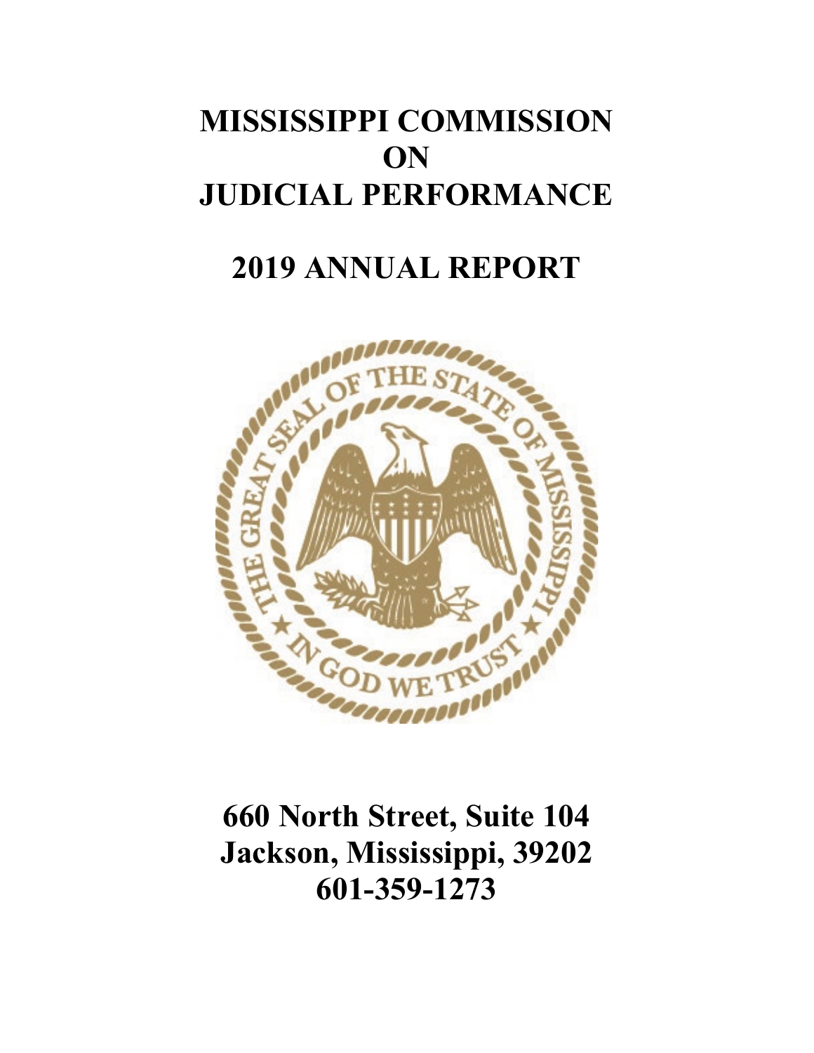# MISSISSIPPI COMMISSION ON JUDICIAL PERFORMANCE

# 2019 ANNUAL REPORT

**660 North Street, Suite 104**
**Jackson, Mississippi, 39202**
**601-359-1273**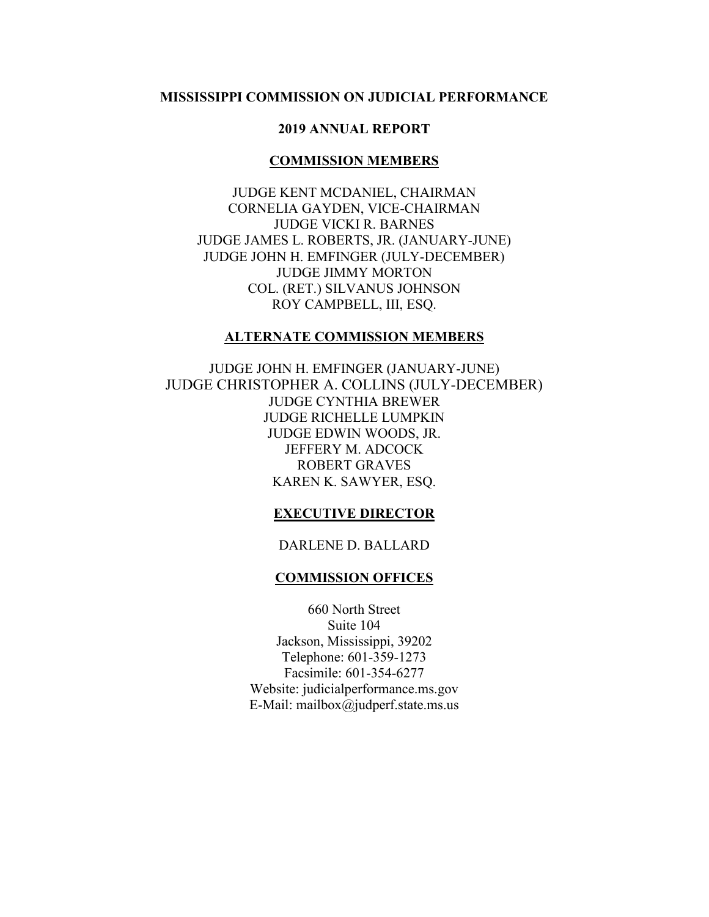**MISSISSIPPI COMMISSION ON JUDICIAL PERFORMANCE**

**2019 ANNUAL REPORT**

## COMMISSION MEMBERS

JUDGE KENT MCDANIEL, CHAIRMAN
CORNELIA GAYDEN, VICE-CHAIRMAN
JUDGE VICKI R. BARNES
JUDGE JAMES L. ROBERTS, JR. (JANUARY-JUNE)
JUDGE JOHN H. EMFINGER (JULY-DECEMBER)
JUDGE JIMMY MORTON
COL. (RET.) SILVANUS JOHNSON
ROY CAMPBELL, III, ESQ.

## ALTERNATE COMMISSION MEMBERS

JUDGE JOHN H. EMFINGER (JANUARY-JUNE)
JUDGE CHRISTOPHER A. COLLINS (JULY-DECEMBER)
JUDGE CYNTHIA BREWER
JUDGE RICHELLE LUMPKIN
JUDGE EDWIN WOODS, JR.
JEFFERY M. ADCOCK
ROBERT GRAVES
KAREN K. SAWYER, ESQ.

## EXECUTIVE DIRECTOR

DARLENE D. BALLARD

## COMMISSION OFFICES

660 North Street
Suite 104
Jackson, Mississippi, 39202
Telephone: 601-359-1273
Facsimile: 601-354-6277
Website: judicialperformance.ms.gov
E-Mail: mailbox@judperf.state.ms.us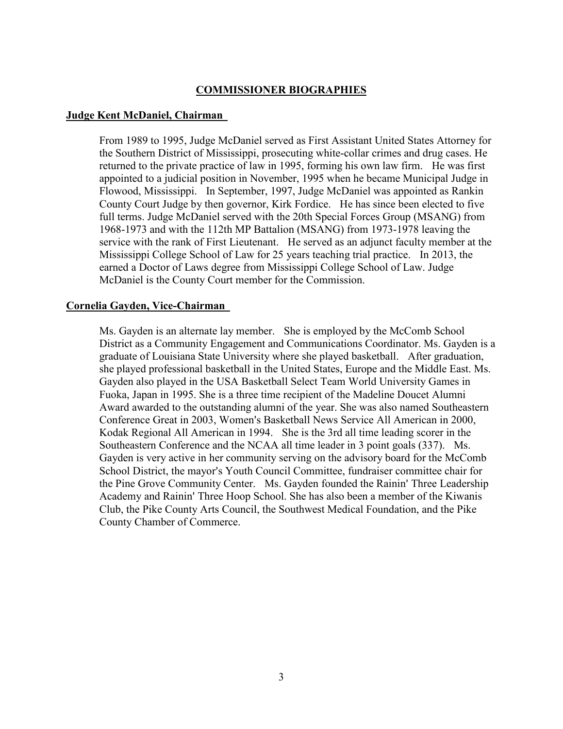# COMMISSIONER BIOGRAPHIES

## Judge Kent McDaniel, Chairman

From 1989 to 1995, Judge McDaniel served as First Assistant United States Attorney for the Southern District of Mississippi, prosecuting white-collar crimes and drug cases. He returned to the private practice of law in 1995, forming his own law firm. He was first appointed to a judicial position in November, 1995 when he became Municipal Judge in Flowood, Mississippi. In September, 1997, Judge McDaniel was appointed as Rankin County Court Judge by then governor, Kirk Fordice. He has since been elected to five full terms. Judge McDaniel served with the 20th Special Forces Group (MSANG) from 1968-1973 and with the 112th MP Battalion (MSANG) from 1973-1978 leaving the service with the rank of First Lieutenant. He served as an adjunct faculty member at the Mississippi College School of Law for 25 years teaching trial practice. In 2013, the earned a Doctor of Laws degree from Mississippi College School of Law. Judge McDaniel is the County Court member for the Commission.

## Cornelia Gayden, Vice-Chairman

Ms. Gayden is an alternate lay member. She is employed by the McComb School District as a Community Engagement and Communications Coordinator. Ms. Gayden is a graduate of Louisiana State University where she played basketball. After graduation, she played professional basketball in the United States, Europe and the Middle East. Ms. Gayden also played in the USA Basketball Select Team World University Games in Fuoka, Japan in 1995. She is a three time recipient of the Madeline Doucet Alumni Award awarded to the outstanding alumni of the year. She was also named Southeastern Conference Great in 2003, Women's Basketball News Service All American in 2000, Kodak Regional All American in 1994. She is the 3rd all time leading scorer in the Southeastern Conference and the NCAA all time leader in 3 point goals (337). Ms. Gayden is very active in her community serving on the advisory board for the McComb School District, the mayor's Youth Council Committee, fundraiser committee chair for the Pine Grove Community Center. Ms. Gayden founded the Rainin' Three Leadership Academy and Rainin' Three Hoop School. She has also been a member of the Kiwanis Club, the Pike County Arts Council, the Southwest Medical Foundation, and the Pike County Chamber of Commerce.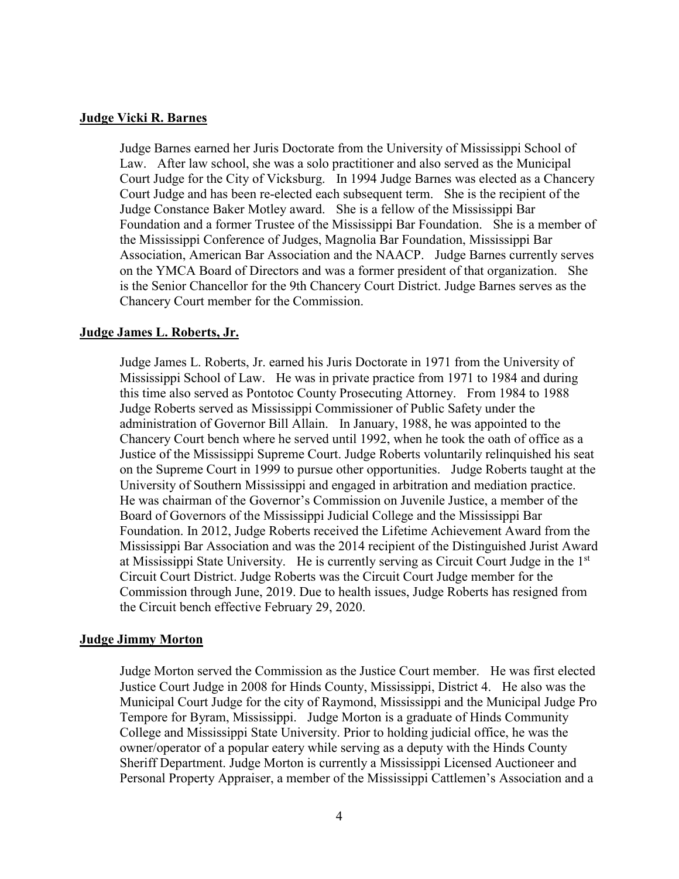**Judge Vicki R. Barnes**

Judge Barnes earned her Juris Doctorate from the University of Mississippi School of Law. After law school, she was a solo practitioner and also served as the Municipal Court Judge for the City of Vicksburg. In 1994 Judge Barnes was elected as a Chancery Court Judge and has been re-elected each subsequent term. She is the recipient of the Judge Constance Baker Motley award. She is a fellow of the Mississippi Bar Foundation and a former Trustee of the Mississippi Bar Foundation. She is a member of the Mississippi Conference of Judges, Magnolia Bar Foundation, Mississippi Bar Association, American Bar Association and the NAACP. Judge Barnes currently serves on the YMCA Board of Directors and was a former president of that organization. She is the Senior Chancellor for the 9th Chancery Court District. Judge Barnes serves as the Chancery Court member for the Commission.

**Judge James L. Roberts, Jr.**

Judge James L. Roberts, Jr. earned his Juris Doctorate in 1971 from the University of Mississippi School of Law. He was in private practice from 1971 to 1984 and during this time also served as Pontotoc County Prosecuting Attorney. From 1984 to 1988 Judge Roberts served as Mississippi Commissioner of Public Safety under the administration of Governor Bill Allain. In January, 1988, he was appointed to the Chancery Court bench where he served until 1992, when he took the oath of office as a Justice of the Mississippi Supreme Court. Judge Roberts voluntarily relinquished his seat on the Supreme Court in 1999 to pursue other opportunities. Judge Roberts taught at the University of Southern Mississippi and engaged in arbitration and mediation practice. He was chairman of the Governor's Commission on Juvenile Justice, a member of the Board of Governors of the Mississippi Judicial College and the Mississippi Bar Foundation. In 2012, Judge Roberts received the Lifetime Achievement Award from the Mississippi Bar Association and was the 2014 recipient of the Distinguished Jurist Award at Mississippi State University. He is currently serving as Circuit Court Judge in the 1st Circuit Court District. Judge Roberts was the Circuit Court Judge member for the Commission through June, 2019. Due to health issues, Judge Roberts has resigned from the Circuit bench effective February 29, 2020.

**Judge Jimmy Morton**

Judge Morton served the Commission as the Justice Court member. He was first elected Justice Court Judge in 2008 for Hinds County, Mississippi, District 4. He also was the Municipal Court Judge for the city of Raymond, Mississippi and the Municipal Judge Pro Tempore for Byram, Mississippi. Judge Morton is a graduate of Hinds Community College and Mississippi State University. Prior to holding judicial office, he was the owner/operator of a popular eatery while serving as a deputy with the Hinds County Sheriff Department. Judge Morton is currently a Mississippi Licensed Auctioneer and Personal Property Appraiser, a member of the Mississippi Cattlemen's Association and a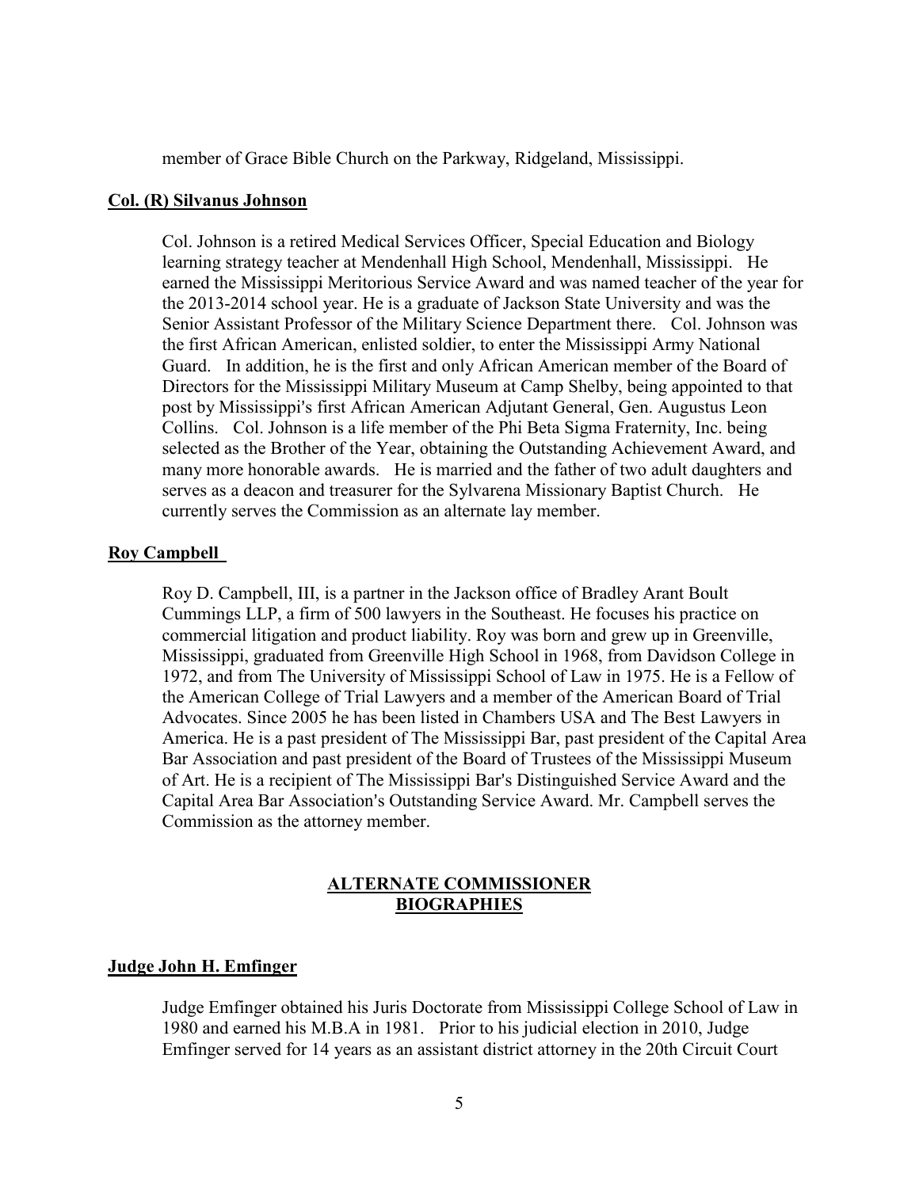member of Grace Bible Church on the Parkway, Ridgeland, Mississippi.

**Col. (R) Silvanus Johnson**

Col. Johnson is a retired Medical Services Officer, Special Education and Biology learning strategy teacher at Mendenhall High School, Mendenhall, Mississippi. He earned the Mississippi Meritorious Service Award and was named teacher of the year for the 2013-2014 school year. He is a graduate of Jackson State University and was the Senior Assistant Professor of the Military Science Department there. Col. Johnson was the first African American, enlisted soldier, to enter the Mississippi Army National Guard. In addition, he is the first and only African American member of the Board of Directors for the Mississippi Military Museum at Camp Shelby, being appointed to that post by Mississippi's first African American Adjutant General, Gen. Augustus Leon Collins. Col. Johnson is a life member of the Phi Beta Sigma Fraternity, Inc. being selected as the Brother of the Year, obtaining the Outstanding Achievement Award, and many more honorable awards. He is married and the father of two adult daughters and serves as a deacon and treasurer for the Sylvarena Missionary Baptist Church. He currently serves the Commission as an alternate lay member.

**Roy Campbell**

Roy D. Campbell, III, is a partner in the Jackson office of Bradley Arant Boult Cummings LLP, a firm of 500 lawyers in the Southeast. He focuses his practice on commercial litigation and product liability. Roy was born and grew up in Greenville, Mississippi, graduated from Greenville High School in 1968, from Davidson College in 1972, and from The University of Mississippi School of Law in 1975. He is a Fellow of the American College of Trial Lawyers and a member of the American Board of Trial Advocates. Since 2005 he has been listed in Chambers USA and The Best Lawyers in America. He is a past president of The Mississippi Bar, past president of the Capital Area Bar Association and past president of the Board of Trustees of the Mississippi Museum of Art. He is a recipient of The Mississippi Bar's Distinguished Service Award and the Capital Area Bar Association's Outstanding Service Award. Mr. Campbell serves the Commission as the attorney member.

## ALTERNATE COMMISSIONER BIOGRAPHIES

**Judge John H. Emfinger**

Judge Emfinger obtained his Juris Doctorate from Mississippi College School of Law in 1980 and earned his M.B.A in 1981. Prior to his judicial election in 2010, Judge Emfinger served for 14 years as an assistant district attorney in the 20th Circuit Court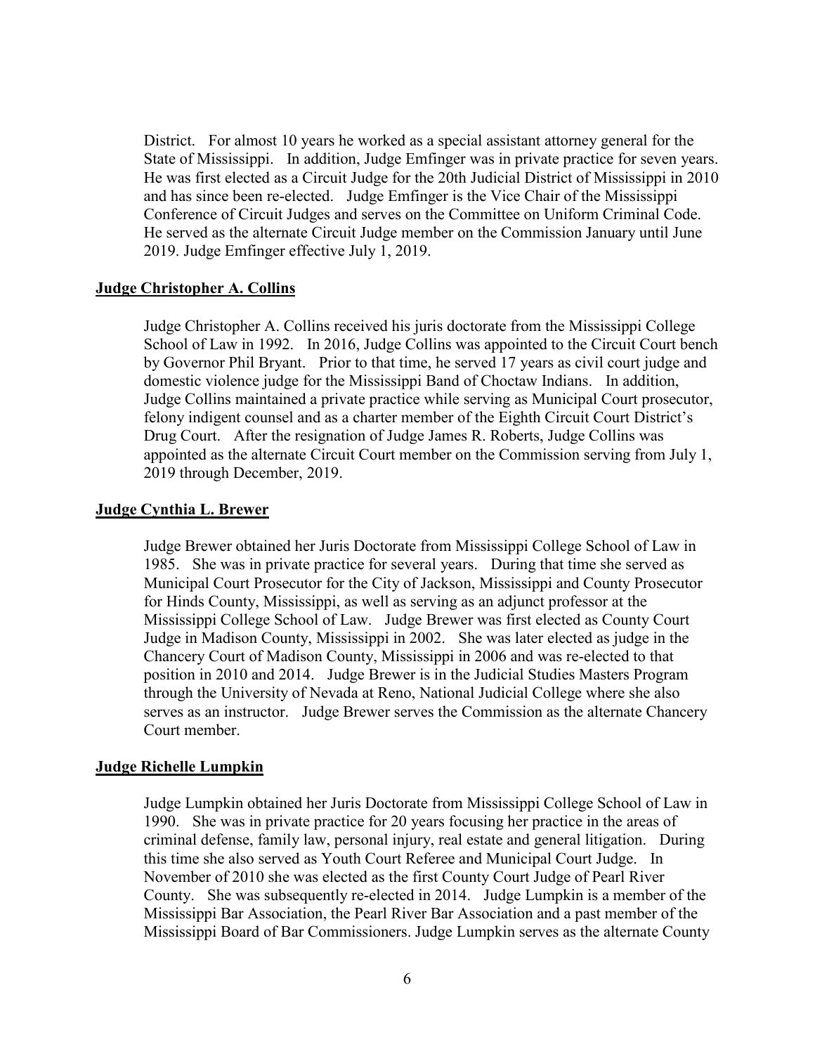District. For almost 10 years he worked as a special assistant attorney general for the State of Mississippi. In addition, Judge Emfinger was in private practice for seven years. He was first elected as a Circuit Judge for the 20th Judicial District of Mississippi in 2010 and has since been re-elected. Judge Emfinger is the Vice Chair of the Mississippi Conference of Circuit Judges and serves on the Committee on Uniform Criminal Code. He served as the alternate Circuit Judge member on the Commission January until June 2019. Judge Emfinger effective July 1, 2019.

**Judge Christopher A. Collins**

Judge Christopher A. Collins received his juris doctorate from the Mississippi College School of Law in 1992. In 2016, Judge Collins was appointed to the Circuit Court bench by Governor Phil Bryant. Prior to that time, he served 17 years as civil court judge and domestic violence judge for the Mississippi Band of Choctaw Indians. In addition, Judge Collins maintained a private practice while serving as Municipal Court prosecutor, felony indigent counsel and as a charter member of the Eighth Circuit Court District's Drug Court. After the resignation of Judge James R. Roberts, Judge Collins was appointed as the alternate Circuit Court member on the Commission serving from July 1, 2019 through December, 2019.

**Judge Cynthia L. Brewer**

Judge Brewer obtained her Juris Doctorate from Mississippi College School of Law in 1985. She was in private practice for several years. During that time she served as Municipal Court Prosecutor for the City of Jackson, Mississippi and County Prosecutor for Hinds County, Mississippi, as well as serving as an adjunct professor at the Mississippi College School of Law. Judge Brewer was first elected as County Court Judge in Madison County, Mississippi in 2002. She was later elected as judge in the Chancery Court of Madison County, Mississippi in 2006 and was re-elected to that position in 2010 and 2014. Judge Brewer is in the Judicial Studies Masters Program through the University of Nevada at Reno, National Judicial College where she also serves as an instructor. Judge Brewer serves the Commission as the alternate Chancery Court member.

**Judge Richelle Lumpkin**

Judge Lumpkin obtained her Juris Doctorate from Mississippi College School of Law in 1990. She was in private practice for 20 years focusing her practice in the areas of criminal defense, family law, personal injury, real estate and general litigation. During this time she also served as Youth Court Referee and Municipal Court Judge. In November of 2010 she was elected as the first County Court Judge of Pearl River County. She was subsequently re-elected in 2014. Judge Lumpkin is a member of the Mississippi Bar Association, the Pearl River Bar Association and a past member of the Mississippi Board of Bar Commissioners. Judge Lumpkin serves as the alternate County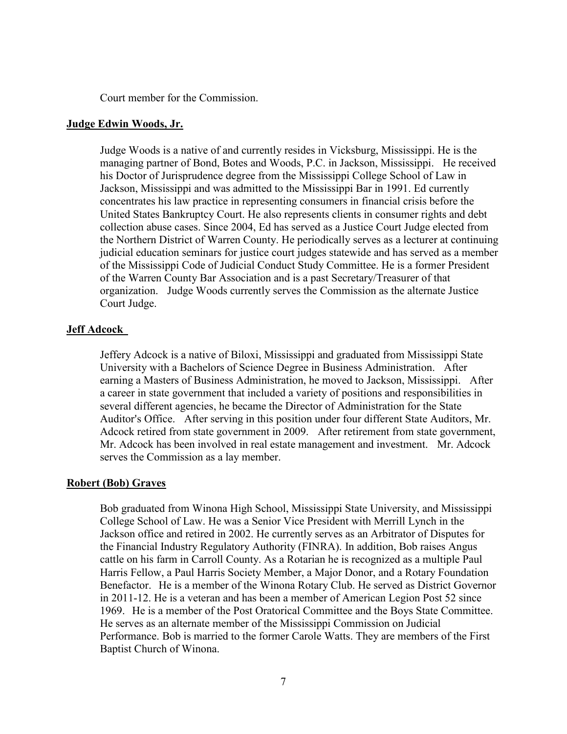Court member for the Commission.

**Judge Edwin Woods, Jr.**

Judge Woods is a native of and currently resides in Vicksburg, Mississippi. He is the managing partner of Bond, Botes and Woods, P.C. in Jackson, Mississippi. He received his Doctor of Jurisprudence degree from the Mississippi College School of Law in Jackson, Mississippi and was admitted to the Mississippi Bar in 1991. Ed currently concentrates his law practice in representing consumers in financial crisis before the United States Bankruptcy Court. He also represents clients in consumer rights and debt collection abuse cases. Since 2004, Ed has served as a Justice Court Judge elected from the Northern District of Warren County. He periodically serves as a lecturer at continuing judicial education seminars for justice court judges statewide and has served as a member of the Mississippi Code of Judicial Conduct Study Committee. He is a former President of the Warren County Bar Association and is a past Secretary/Treasurer of that organization. Judge Woods currently serves the Commission as the alternate Justice Court Judge.

**Jeff Adcock**

Jeffery Adcock is a native of Biloxi, Mississippi and graduated from Mississippi State University with a Bachelors of Science Degree in Business Administration. After earning a Masters of Business Administration, he moved to Jackson, Mississippi. After a career in state government that included a variety of positions and responsibilities in several different agencies, he became the Director of Administration for the State Auditor's Office. After serving in this position under four different State Auditors, Mr. Adcock retired from state government in 2009. After retirement from state government, Mr. Adcock has been involved in real estate management and investment. Mr. Adcock serves the Commission as a lay member.

**Robert (Bob) Graves**

Bob graduated from Winona High School, Mississippi State University, and Mississippi College School of Law. He was a Senior Vice President with Merrill Lynch in the Jackson office and retired in 2002. He currently serves as an Arbitrator of Disputes for the Financial Industry Regulatory Authority (FINRA). In addition, Bob raises Angus cattle on his farm in Carroll County. As a Rotarian he is recognized as a multiple Paul Harris Fellow, a Paul Harris Society Member, a Major Donor, and a Rotary Foundation Benefactor. He is a member of the Winona Rotary Club. He served as District Governor in 2011-12. He is a veteran and has been a member of American Legion Post 52 since 1969. He is a member of the Post Oratorical Committee and the Boys State Committee. He serves as an alternate member of the Mississippi Commission on Judicial Performance. Bob is married to the former Carole Watts. They are members of the First Baptist Church of Winona.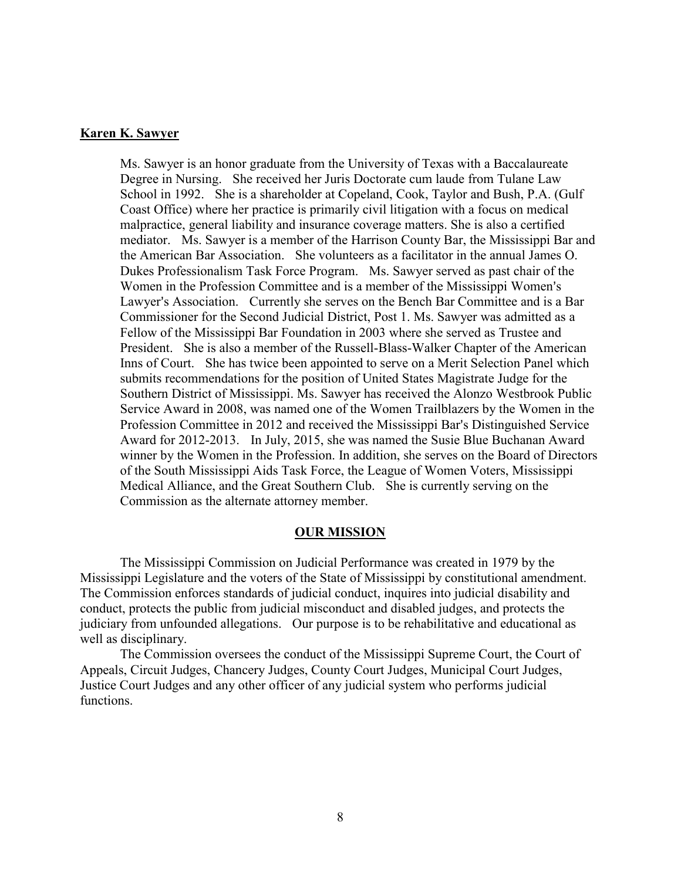**Karen K. Sawyer**

Ms. Sawyer is an honor graduate from the University of Texas with a Baccalaureate Degree in Nursing. She received her Juris Doctorate cum laude from Tulane Law School in 1992. She is a shareholder at Copeland, Cook, Taylor and Bush, P.A. (Gulf Coast Office) where her practice is primarily civil litigation with a focus on medical malpractice, general liability and insurance coverage matters. She is also a certified mediator. Ms. Sawyer is a member of the Harrison County Bar, the Mississippi Bar and the American Bar Association. She volunteers as a facilitator in the annual James O. Dukes Professionalism Task Force Program. Ms. Sawyer served as past chair of the Women in the Profession Committee and is a member of the Mississippi Women's Lawyer's Association. Currently she serves on the Bench Bar Committee and is a Bar Commissioner for the Second Judicial District, Post 1. Ms. Sawyer was admitted as a Fellow of the Mississippi Bar Foundation in 2003 where she served as Trustee and President. She is also a member of the Russell-Blass-Walker Chapter of the American Inns of Court. She has twice been appointed to serve on a Merit Selection Panel which submits recommendations for the position of United States Magistrate Judge for the Southern District of Mississippi. Ms. Sawyer has received the Alonzo Westbrook Public Service Award in 2008, was named one of the Women Trailblazers by the Women in the Profession Committee in 2012 and received the Mississippi Bar's Distinguished Service Award for 2012-2013. In July, 2015, she was named the Susie Blue Buchanan Award winner by the Women in the Profession. In addition, she serves on the Board of Directors of the South Mississippi Aids Task Force, the League of Women Voters, Mississippi Medical Alliance, and the Great Southern Club. She is currently serving on the Commission as the alternate attorney member.

## OUR MISSION

The Mississippi Commission on Judicial Performance was created in 1979 by the Mississippi Legislature and the voters of the State of Mississippi by constitutional amendment. The Commission enforces standards of judicial conduct, inquires into judicial disability and conduct, protects the public from judicial misconduct and disabled judges, and protects the judiciary from unfounded allegations. Our purpose is to be rehabilitative and educational as well as disciplinary.

The Commission oversees the conduct of the Mississippi Supreme Court, the Court of Appeals, Circuit Judges, Chancery Judges, County Court Judges, Municipal Court Judges, Justice Court Judges and any other officer of any judicial system who performs judicial functions.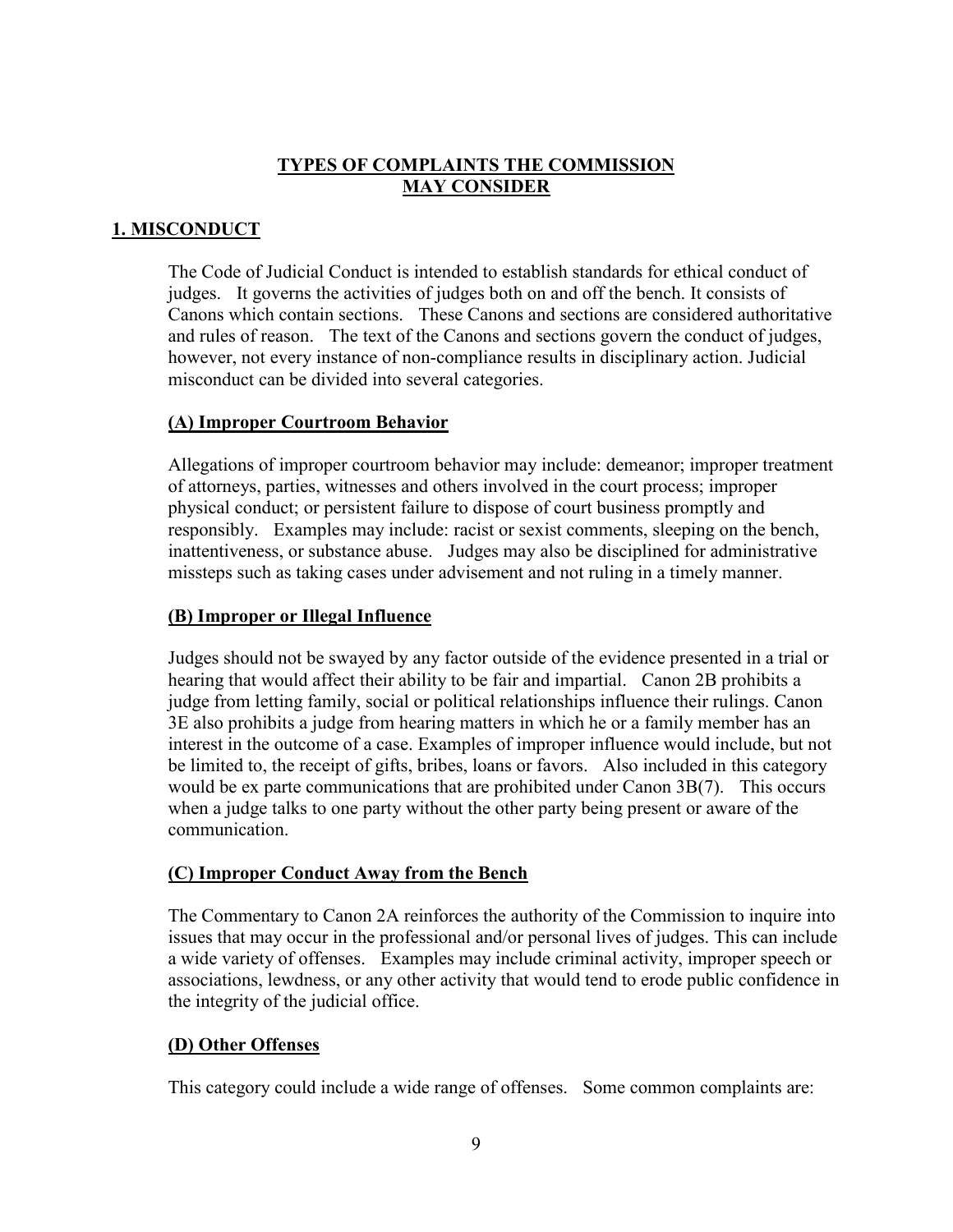## TYPES OF COMPLAINTS THE COMMISSION MAY CONSIDER

### 1. MISCONDUCT

The Code of Judicial Conduct is intended to establish standards for ethical conduct of judges. It governs the activities of judges both on and off the bench. It consists of Canons which contain sections. These Canons and sections are considered authoritative and rules of reason. The text of the Canons and sections govern the conduct of judges, however, not every instance of non-compliance results in disciplinary action. Judicial misconduct can be divided into several categories.

#### (A) Improper Courtroom Behavior

Allegations of improper courtroom behavior may include: demeanor; improper treatment of attorneys, parties, witnesses and others involved in the court process; improper physical conduct; or persistent failure to dispose of court business promptly and responsibly. Examples may include: racist or sexist comments, sleeping on the bench, inattentiveness, or substance abuse. Judges may also be disciplined for administrative missteps such as taking cases under advisement and not ruling in a timely manner.

#### (B) Improper or Illegal Influence

Judges should not be swayed by any factor outside of the evidence presented in a trial or hearing that would affect their ability to be fair and impartial. Canon 2B prohibits a judge from letting family, social or political relationships influence their rulings. Canon 3E also prohibits a judge from hearing matters in which he or a family member has an interest in the outcome of a case. Examples of improper influence would include, but not be limited to, the receipt of gifts, bribes, loans or favors. Also included in this category would be ex parte communications that are prohibited under Canon 3B(7). This occurs when a judge talks to one party without the other party being present or aware of the communication.

#### (C) Improper Conduct Away from the Bench

The Commentary to Canon 2A reinforces the authority of the Commission to inquire into issues that may occur in the professional and/or personal lives of judges. This can include a wide variety of offenses. Examples may include criminal activity, improper speech or associations, lewdness, or any other activity that would tend to erode public confidence in the integrity of the judicial office.

#### (D) Other Offenses

This category could include a wide range of offenses. Some common complaints are: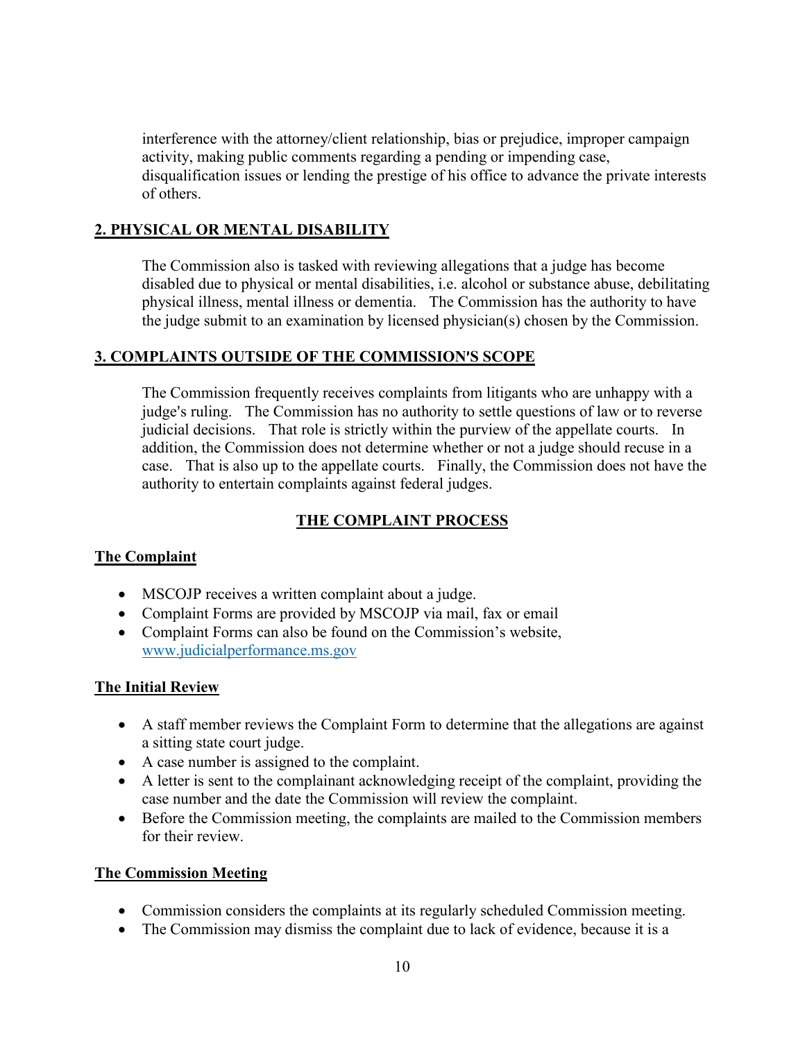interference with the attorney/client relationship, bias or prejudice, improper campaign activity, making public comments regarding a pending or impending case, disqualification issues or lending the prestige of his office to advance the private interests of others.

## 2. PHYSICAL OR MENTAL DISABILITY

The Commission also is tasked with reviewing allegations that a judge has become disabled due to physical or mental disabilities, i.e. alcohol or substance abuse, debilitating physical illness, mental illness or dementia. The Commission has the authority to have the judge submit to an examination by licensed physician(s) chosen by the Commission.

## 3. COMPLAINTS OUTSIDE OF THE COMMISSION'S SCOPE

The Commission frequently receives complaints from litigants who are unhappy with a judge's ruling. The Commission has no authority to settle questions of law or to reverse judicial decisions. That role is strictly within the purview of the appellate courts. In addition, the Commission does not determine whether or not a judge should recuse in a case. That is also up to the appellate courts. Finally, the Commission does not have the authority to entertain complaints against federal judges.

# THE COMPLAINT PROCESS

## The Complaint

- MSCOJP receives a written complaint about a judge.
- Complaint Forms are provided by MSCOJP via mail, fax or email
- Complaint Forms can also be found on the Commission's website, www.judicialperformance.ms.gov

## The Initial Review

- A staff member reviews the Complaint Form to determine that the allegations are against a sitting state court judge.
- A case number is assigned to the complaint.
- A letter is sent to the complainant acknowledging receipt of the complaint, providing the case number and the date the Commission will review the complaint.
- Before the Commission meeting, the complaints are mailed to the Commission members for their review.

## The Commission Meeting

- Commission considers the complaints at its regularly scheduled Commission meeting.
- The Commission may dismiss the complaint due to lack of evidence, because it is a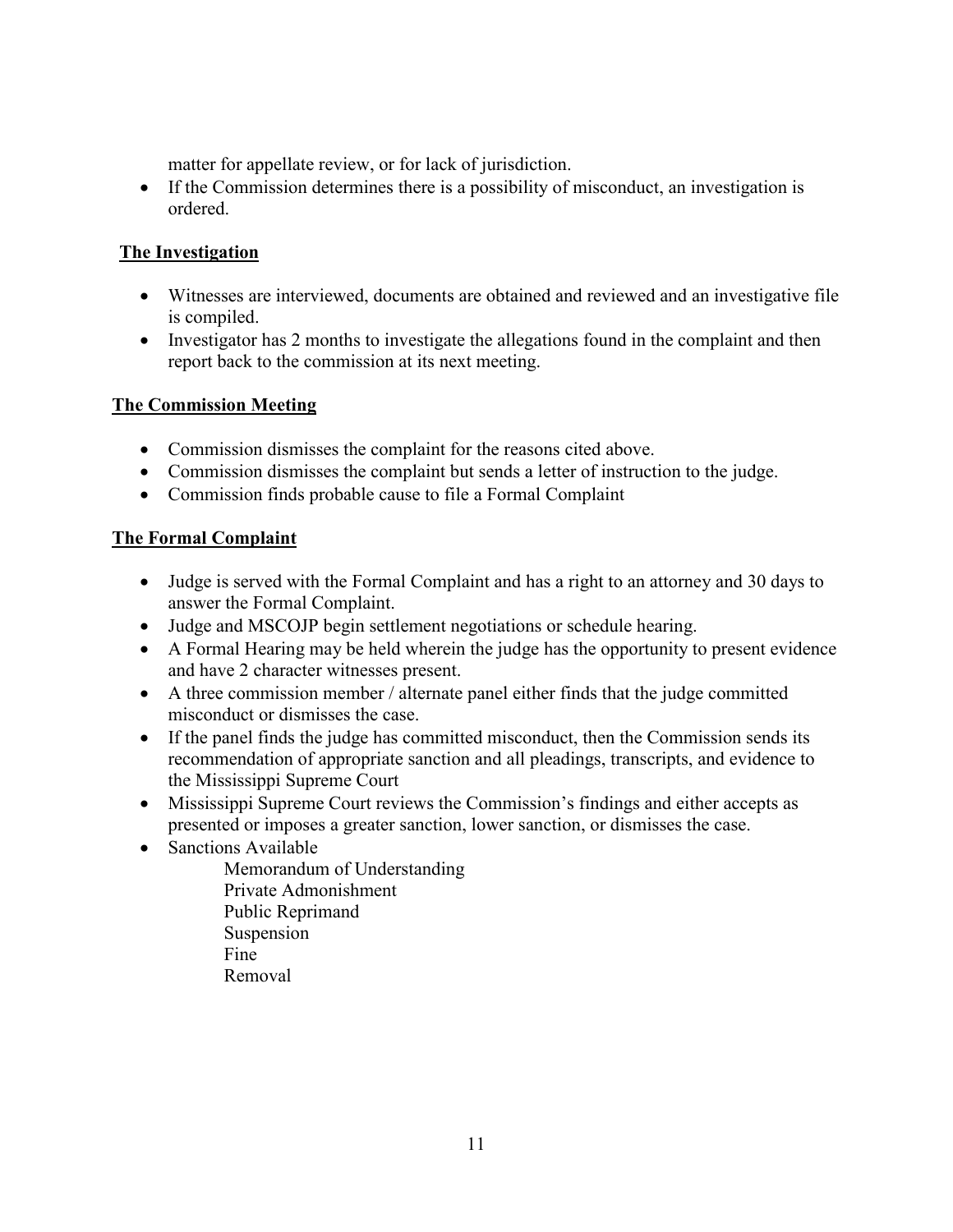matter for appellate review, or for lack of jurisdiction.

- If the Commission determines there is a possibility of misconduct, an investigation is ordered.

## The Investigation

- Witnesses are interviewed, documents are obtained and reviewed and an investigative file is compiled.
- Investigator has 2 months to investigate the allegations found in the complaint and then report back to the commission at its next meeting.

## The Commission Meeting

- Commission dismisses the complaint for the reasons cited above.
- Commission dismisses the complaint but sends a letter of instruction to the judge.
- Commission finds probable cause to file a Formal Complaint

## The Formal Complaint

- Judge is served with the Formal Complaint and has a right to an attorney and 30 days to answer the Formal Complaint.
- Judge and MSCOJP begin settlement negotiations or schedule hearing.
- A Formal Hearing may be held wherein the judge has the opportunity to present evidence and have 2 character witnesses present.
- A three commission member / alternate panel either finds that the judge committed misconduct or dismisses the case.
- If the panel finds the judge has committed misconduct, then the Commission sends its recommendation of appropriate sanction and all pleadings, transcripts, and evidence to the Mississippi Supreme Court
- Mississippi Supreme Court reviews the Commission's findings and either accepts as presented or imposes a greater sanction, lower sanction, or dismisses the case.
- Sanctions Available
  - Memorandum of Understanding
  - Private Admonishment
  - Public Reprimand
  - Suspension
  - Fine
  - Removal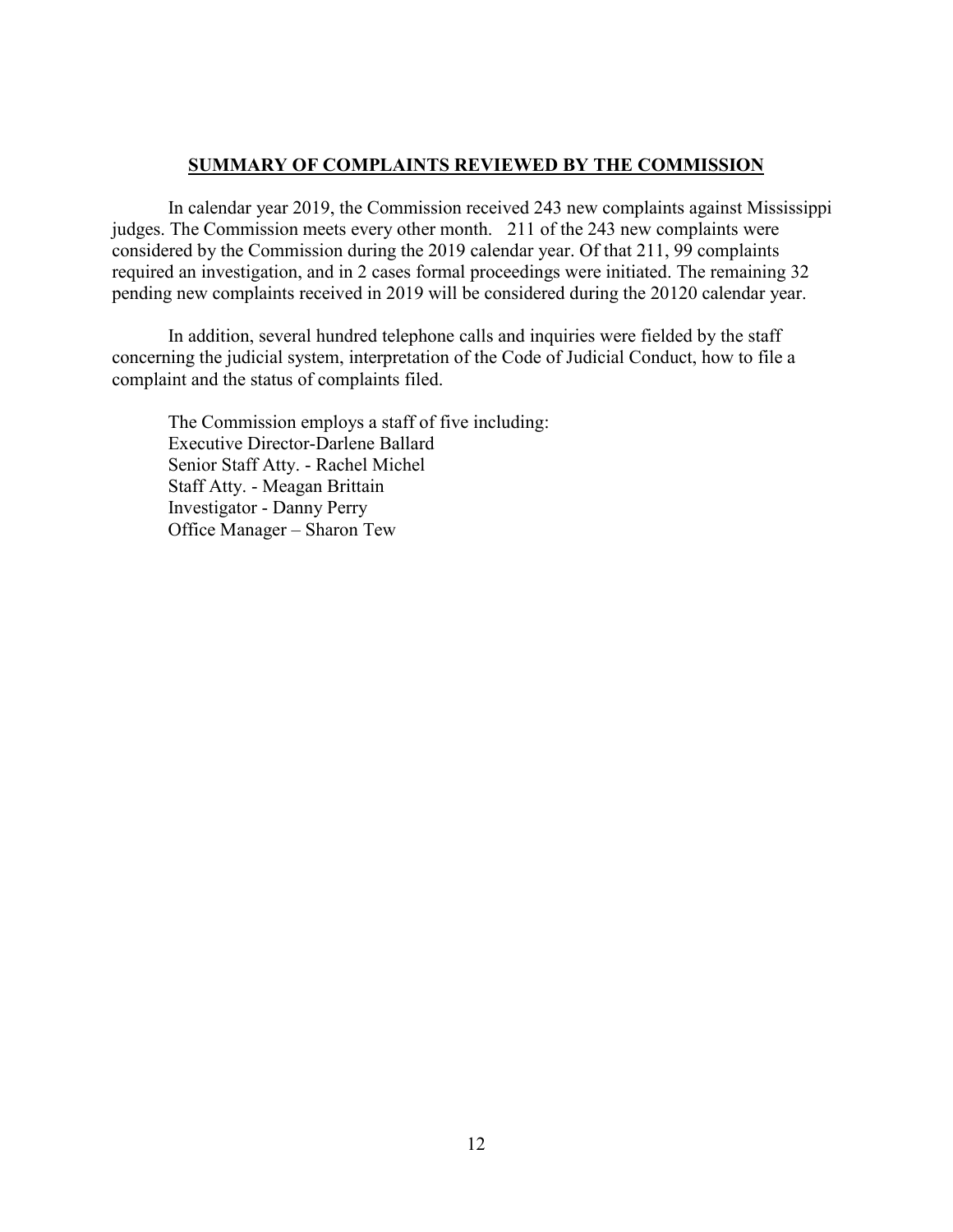## SUMMARY OF COMPLAINTS REVIEWED BY THE COMMISSION

In calendar year 2019, the Commission received 243 new complaints against Mississippi judges. The Commission meets every other month. 211 of the 243 new complaints were considered by the Commission during the 2019 calendar year. Of that 211, 99 complaints required an investigation, and in 2 cases formal proceedings were initiated. The remaining 32 pending new complaints received in 2019 will be considered during the 20120 calendar year.

In addition, several hundred telephone calls and inquiries were fielded by the staff concerning the judicial system, interpretation of the Code of Judicial Conduct, how to file a complaint and the status of complaints filed.

The Commission employs a staff of five including:
Executive Director-Darlene Ballard
Senior Staff Atty. - Rachel Michel
Staff Atty. - Meagan Brittain
Investigator - Danny Perry
Office Manager – Sharon Tew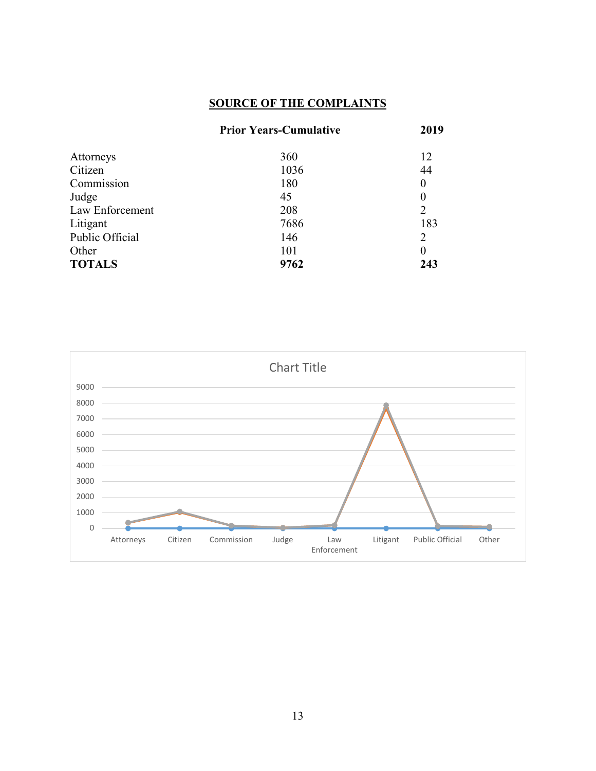## SOURCE OF THE COMPLAINTS

| | Prior Years-Cumulative | 2019 |
|---|---|---|
| Attorneys | 360 | 12 |
| Citizen | 1036 | 44 |
| Commission | 180 | 0 |
| Judge | 45 | 0 |
| Law Enforcement | 208 | 2 |
| Litigant | 7686 | 183 |
| Public Official | 146 | 2 |
| Other | 101 | 0 |
| **TOTALS** | **9762** | **243** |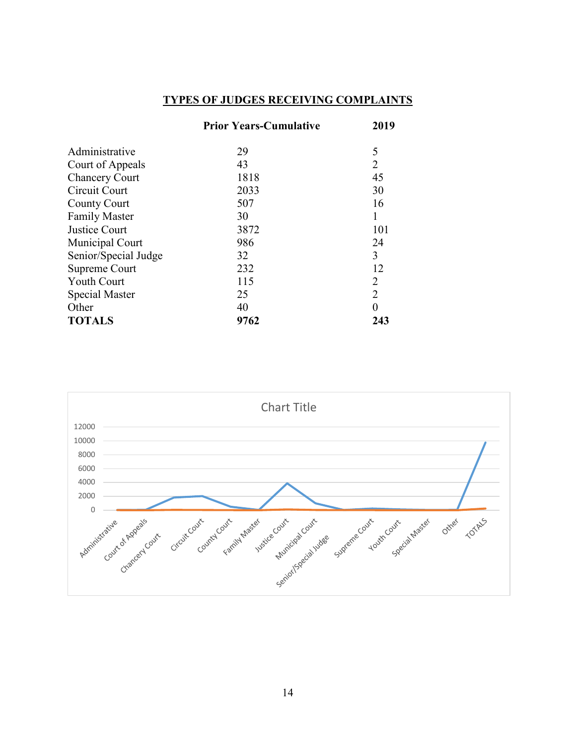# TYPES OF JUDGES RECEIVING COMPLAINTS

| | Prior Years-Cumulative | 2019 |
|---|---|---|
| Administrative | 29 | 5 |
| Court of Appeals | 43 | 2 |
| Chancery Court | 1818 | 45 |
| Circuit Court | 2033 | 30 |
| County Court | 507 | 16 |
| Family Master | 30 | 1 |
| Justice Court | 3872 | 101 |
| Municipal Court | 986 | 24 |
| Senior/Special Judge | 32 | 3 |
| Supreme Court | 232 | 12 |
| Youth Court | 115 | 2 |
| Special Master | 25 | 2 |
| Other | 40 | 0 |
| **TOTALS** | **9762** | **243** |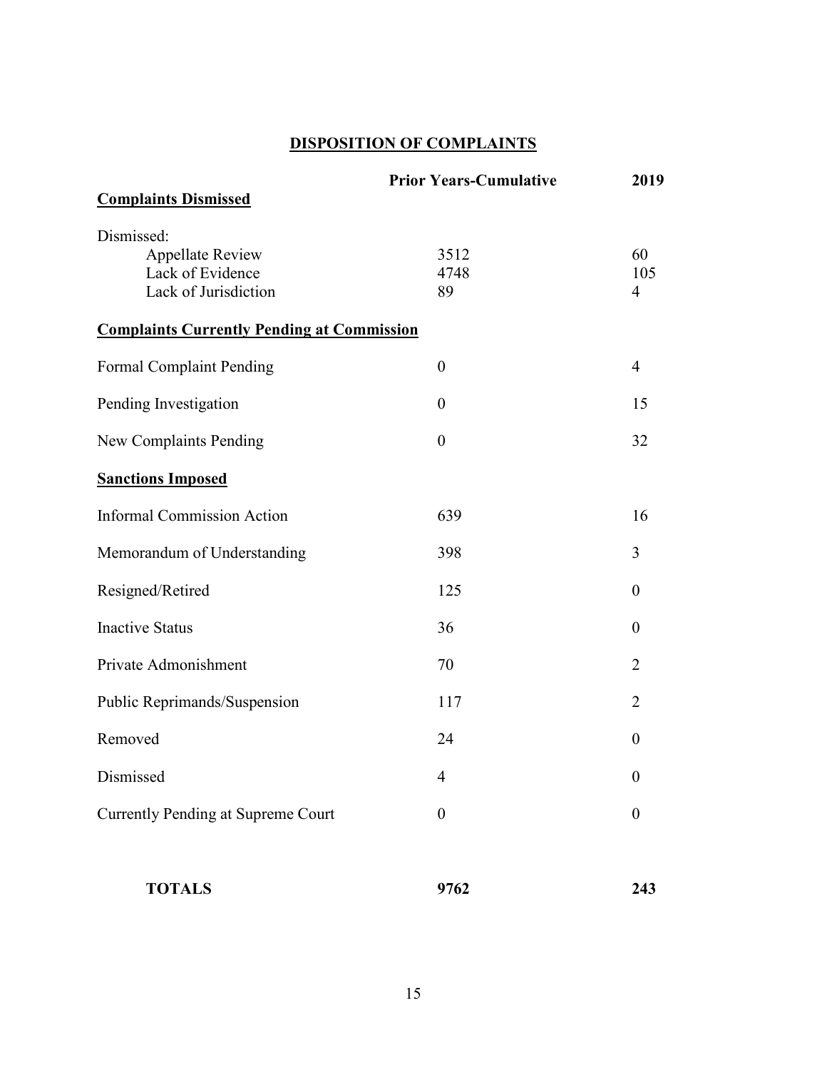## DISPOSITION OF COMPLAINTS

| | Prior Years-Cumulative | 2019 |
|---|---|---|
| **Complaints Dismissed** | | |
| Dismissed: | | |
| Appellate Review | 3512 | 60 |
| Lack of Evidence | 4748 | 105 |
| Lack of Jurisdiction | 89 | 4 |
| **Complaints Currently Pending at Commission** | | |
| Formal Complaint Pending | 0 | 4 |
| Pending Investigation | 0 | 15 |
| New Complaints Pending | 0 | 32 |
| **Sanctions Imposed** | | |
| Informal Commission Action | 639 | 16 |
| Memorandum of Understanding | 398 | 3 |
| Resigned/Retired | 125 | 0 |
| Inactive Status | 36 | 0 |
| Private Admonishment | 70 | 2 |
| Public Reprimands/Suspension | 117 | 2 |
| Removed | 24 | 0 |
| Dismissed | 4 | 0 |
| Currently Pending at Supreme Court | 0 | 0 |
| **TOTALS** | **9762** | **243** |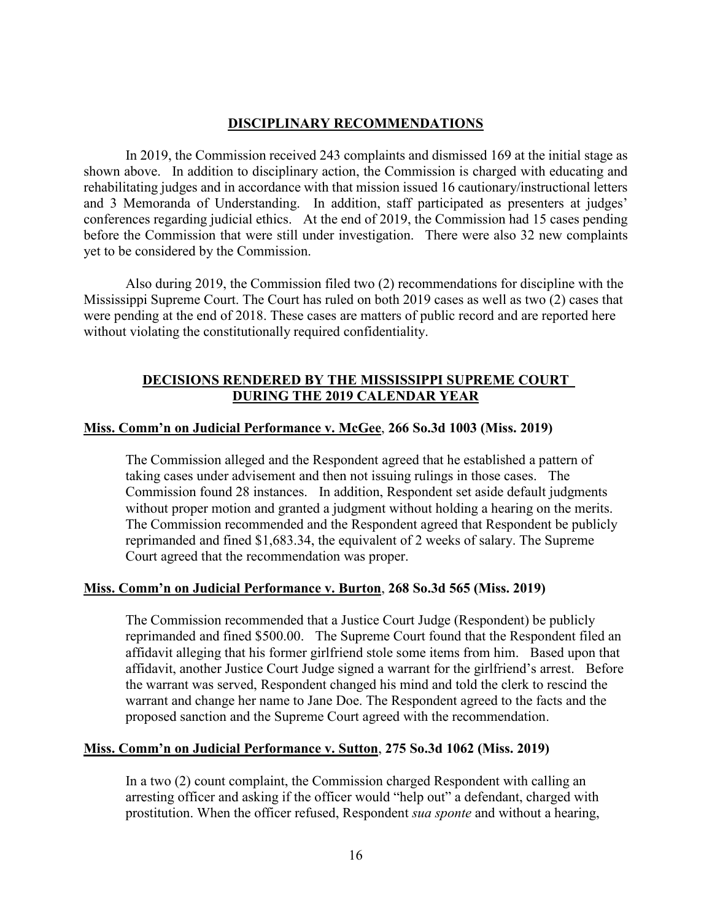## DISCIPLINARY RECOMMENDATIONS

In 2019, the Commission received 243 complaints and dismissed 169 at the initial stage as shown above. In addition to disciplinary action, the Commission is charged with educating and rehabilitating judges and in accordance with that mission issued 16 cautionary/instructional letters and 3 Memoranda of Understanding. In addition, staff participated as presenters at judges' conferences regarding judicial ethics. At the end of 2019, the Commission had 15 cases pending before the Commission that were still under investigation. There were also 32 new complaints yet to be considered by the Commission.

Also during 2019, the Commission filed two (2) recommendations for discipline with the Mississippi Supreme Court. The Court has ruled on both 2019 cases as well as two (2) cases that were pending at the end of 2018. These cases are matters of public record and are reported here without violating the constitutionally required confidentiality.

## DECISIONS RENDERED BY THE MISSISSIPPI SUPREME COURT DURING THE 2019 CALENDAR YEAR

### Miss. Comm'n on Judicial Performance v. McGee, 266 So.3d 1003 (Miss. 2019)

The Commission alleged and the Respondent agreed that he established a pattern of taking cases under advisement and then not issuing rulings in those cases. The Commission found 28 instances. In addition, Respondent set aside default judgments without proper motion and granted a judgment without holding a hearing on the merits. The Commission recommended and the Respondent agreed that Respondent be publicly reprimanded and fined $1,683.34, the equivalent of 2 weeks of salary. The Supreme Court agreed that the recommendation was proper.

### Miss. Comm'n on Judicial Performance v. Burton, 268 So.3d 565 (Miss. 2019)

The Commission recommended that a Justice Court Judge (Respondent) be publicly reprimanded and fined $500.00. The Supreme Court found that the Respondent filed an affidavit alleging that his former girlfriend stole some items from him. Based upon that affidavit, another Justice Court Judge signed a warrant for the girlfriend's arrest. Before the warrant was served, Respondent changed his mind and told the clerk to rescind the warrant and change her name to Jane Doe. The Respondent agreed to the facts and the proposed sanction and the Supreme Court agreed with the recommendation.

### Miss. Comm'n on Judicial Performance v. Sutton, 275 So.3d 1062 (Miss. 2019)

In a two (2) count complaint, the Commission charged Respondent with calling an arresting officer and asking if the officer would "help out" a defendant, charged with prostitution. When the officer refused, Respondent *sua sponte* and without a hearing,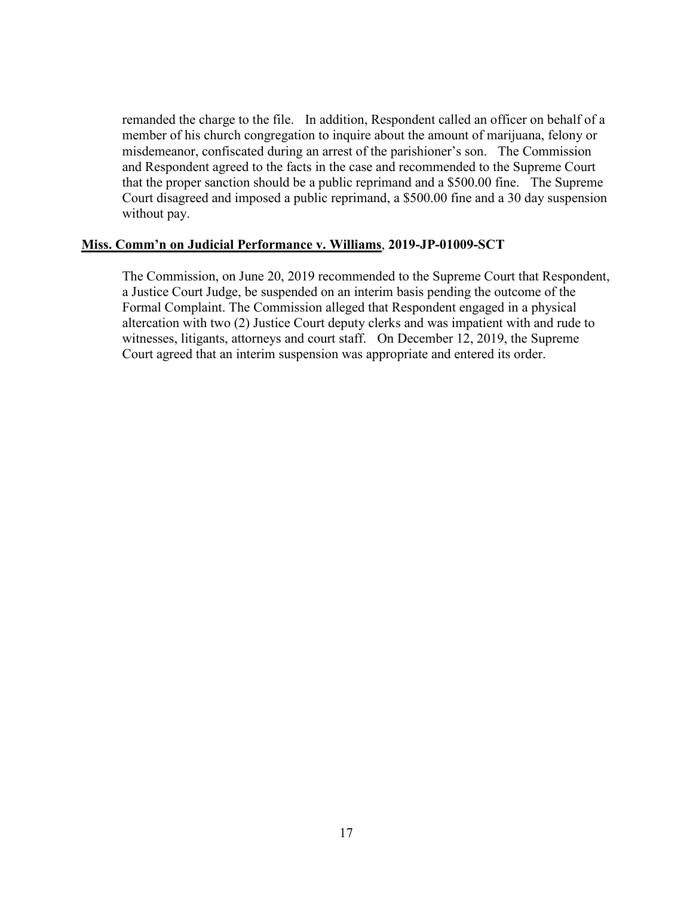remanded the charge to the file. In addition, Respondent called an officer on behalf of a member of his church congregation to inquire about the amount of marijuana, felony or misdemeanor, confiscated during an arrest of the parishioner's son. The Commission and Respondent agreed to the facts in the case and recommended to the Supreme Court that the proper sanction should be a public reprimand and a $500.00 fine. The Supreme Court disagreed and imposed a public reprimand, a $500.00 fine and a 30 day suspension without pay.

**Miss. Comm'n on Judicial Performance v. Williams, 2019-JP-01009-SCT**

The Commission, on June 20, 2019 recommended to the Supreme Court that Respondent, a Justice Court Judge, be suspended on an interim basis pending the outcome of the Formal Complaint. The Commission alleged that Respondent engaged in a physical altercation with two (2) Justice Court deputy clerks and was impatient with and rude to witnesses, litigants, attorneys and court staff. On December 12, 2019, the Supreme Court agreed that an interim suspension was appropriate and entered its order.